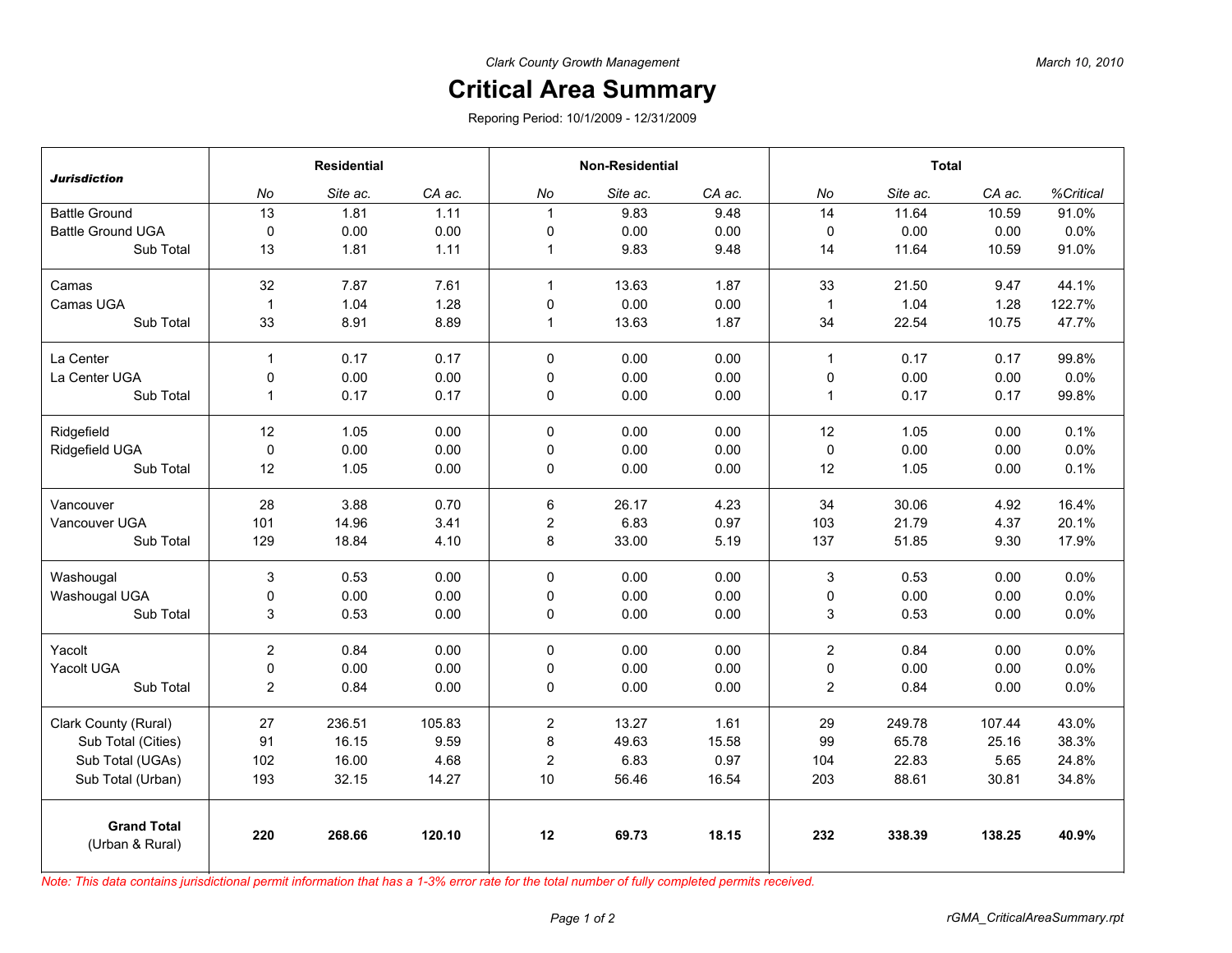*Clark County Growth Management*

*March 10, 2010*

# Critical Area Summary

Reporing Period: 10/1/2009 - 12/31/2009

| ***Jurisdiction*** | **Residential** | | | **Non-Residential** | | | **Total** | | | |
|---|---|---|---|---|---|---|---|---|---|---|
| | *No* | *Site ac.* | *CA ac.* | *No* | *Site ac.* | *CA ac.* | *No* | *Site ac.* | *CA ac.* | *%Critical* |
| Battle Ground | 13 | 1.81 | 1.11 | 1 | 9.83 | 9.48 | 14 | 11.64 | 10.59 | 91.0% |
| Battle Ground UGA | 0 | 0.00 | 0.00 | 0 | 0.00 | 0.00 | 0 | 0.00 | 0.00 | 0.0% |
| Sub Total | 13 | 1.81 | 1.11 | 1 | 9.83 | 9.48 | 14 | 11.64 | 10.59 | 91.0% |
| Camas | 32 | 7.87 | 7.61 | 1 | 13.63 | 1.87 | 33 | 21.50 | 9.47 | 44.1% |
| Camas UGA | 1 | 1.04 | 1.28 | 0 | 0.00 | 0.00 | 1 | 1.04 | 1.28 | 122.7% |
| Sub Total | 33 | 8.91 | 8.89 | 1 | 13.63 | 1.87 | 34 | 22.54 | 10.75 | 47.7% |
| La Center | 1 | 0.17 | 0.17 | 0 | 0.00 | 0.00 | 1 | 0.17 | 0.17 | 99.8% |
| La Center UGA | 0 | 0.00 | 0.00 | 0 | 0.00 | 0.00 | 0 | 0.00 | 0.00 | 0.0% |
| Sub Total | 1 | 0.17 | 0.17 | 0 | 0.00 | 0.00 | 1 | 0.17 | 0.17 | 99.8% |
| Ridgefield | 12 | 1.05 | 0.00 | 0 | 0.00 | 0.00 | 12 | 1.05 | 0.00 | 0.1% |
| Ridgefield UGA | 0 | 0.00 | 0.00 | 0 | 0.00 | 0.00 | 0 | 0.00 | 0.00 | 0.0% |
| Sub Total | 12 | 1.05 | 0.00 | 0 | 0.00 | 0.00 | 12 | 1.05 | 0.00 | 0.1% |
| Vancouver | 28 | 3.88 | 0.70 | 6 | 26.17 | 4.23 | 34 | 30.06 | 4.92 | 16.4% |
| Vancouver UGA | 101 | 14.96 | 3.41 | 2 | 6.83 | 0.97 | 103 | 21.79 | 4.37 | 20.1% |
| Sub Total | 129 | 18.84 | 4.10 | 8 | 33.00 | 5.19 | 137 | 51.85 | 9.30 | 17.9% |
| Washougal | 3 | 0.53 | 0.00 | 0 | 0.00 | 0.00 | 3 | 0.53 | 0.00 | 0.0% |
| Washougal UGA | 0 | 0.00 | 0.00 | 0 | 0.00 | 0.00 | 0 | 0.00 | 0.00 | 0.0% |
| Sub Total | 3 | 0.53 | 0.00 | 0 | 0.00 | 0.00 | 3 | 0.53 | 0.00 | 0.0% |
| Yacolt | 2 | 0.84 | 0.00 | 0 | 0.00 | 0.00 | 2 | 0.84 | 0.00 | 0.0% |
| Yacolt UGA | 0 | 0.00 | 0.00 | 0 | 0.00 | 0.00 | 0 | 0.00 | 0.00 | 0.0% |
| Sub Total | 2 | 0.84 | 0.00 | 0 | 0.00 | 0.00 | 2 | 0.84 | 0.00 | 0.0% |
| Clark County (Rural) | 27 | 236.51 | 105.83 | 2 | 13.27 | 1.61 | 29 | 249.78 | 107.44 | 43.0% |
| Sub Total (Cities) | 91 | 16.15 | 9.59 | 8 | 49.63 | 15.58 | 99 | 65.78 | 25.16 | 38.3% |
| Sub Total (UGAs) | 102 | 16.00 | 4.68 | 2 | 6.83 | 0.97 | 104 | 22.83 | 5.65 | 24.8% |
| Sub Total (Urban) | 193 | 32.15 | 14.27 | 10 | 56.46 | 16.54 | 203 | 88.61 | 30.81 | 34.8% |
| **Grand Total** (Urban & Rural) | **220** | **268.66** | **120.10** | **12** | **69.73** | **18.15** | **232** | **338.39** | **138.25** | **40.9%** |

*Note: This data contains jurisdictional permit information that has a 1-3% error rate for the total number of fully completed permits received.*

rGMA_CriticalAreaSummary.rpt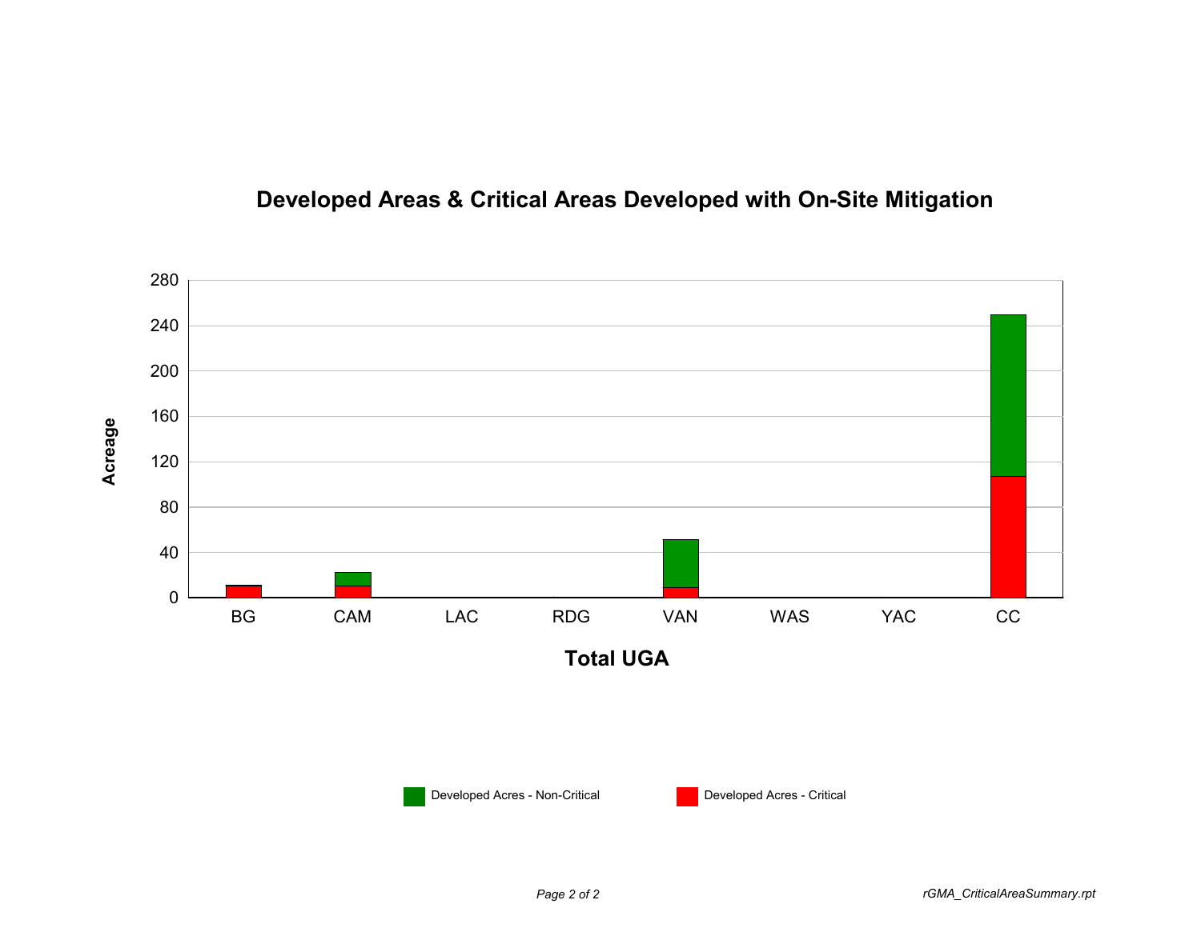## Developed Areas & Critical Areas Developed with On-Site Mitigation

Acreage

280

240

200

160

120

80

40

0

BG CAM LAC RDG VAN WAS YAC CC

**Total UGA**

Developed Acres - Non-Critical

Developed Acres - Critical

*rGMA_CriticalAreaSummary.rpt*